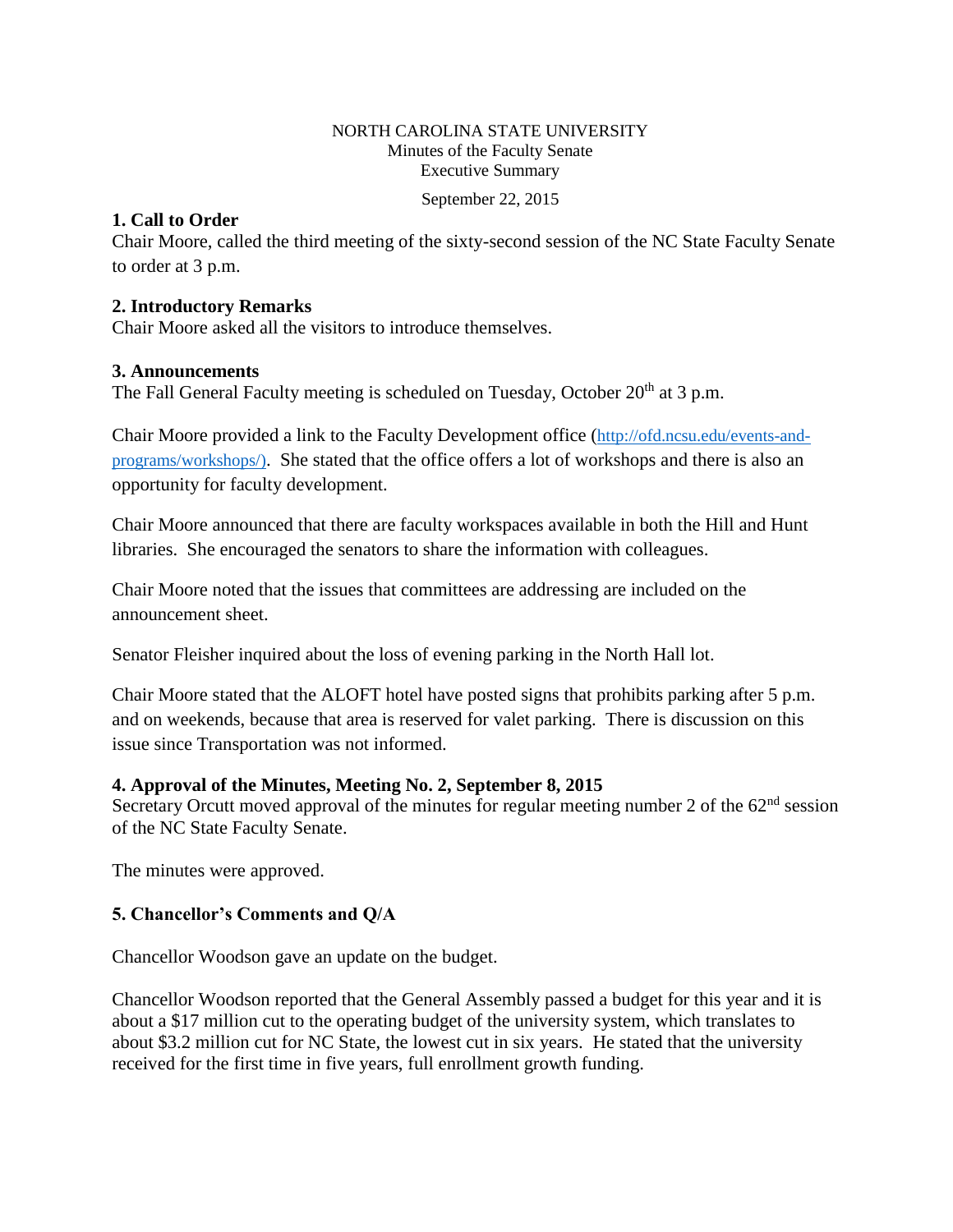NORTH CAROLINA STATE UNIVERSITY
Minutes of the Faculty Senate
Executive Summary

September 22, 2015

**1. Call to Order**
Chair Moore, called the third meeting of the sixty-second session of the NC State Faculty Senate to order at 3 p.m.

**2. Introductory Remarks**
Chair Moore asked all the visitors to introduce themselves.

**3. Announcements**
The Fall General Faculty meeting is scheduled on Tuesday, October 20th at 3 p.m.

Chair Moore provided a link to the Faculty Development office (http://ofd.ncsu.edu/events-and-programs/workshops/). She stated that the office offers a lot of workshops and there is also an opportunity for faculty development.

Chair Moore announced that there are faculty workspaces available in both the Hill and Hunt libraries. She encouraged the senators to share the information with colleagues.

Chair Moore noted that the issues that committees are addressing are included on the announcement sheet.

Senator Fleisher inquired about the loss of evening parking in the North Hall lot.

Chair Moore stated that the ALOFT hotel have posted signs that prohibits parking after 5 p.m. and on weekends, because that area is reserved for valet parking. There is discussion on this issue since Transportation was not informed.

**4. Approval of the Minutes, Meeting No. 2, September 8, 2015**
Secretary Orcutt moved approval of the minutes for regular meeting number 2 of the 62nd session of the NC State Faculty Senate.

The minutes were approved.

**5. Chancellor's Comments and Q/A**

Chancellor Woodson gave an update on the budget.

Chancellor Woodson reported that the General Assembly passed a budget for this year and it is about a $17 million cut to the operating budget of the university system, which translates to about $3.2 million cut for NC State, the lowest cut in six years. He stated that the university received for the first time in five years, full enrollment growth funding.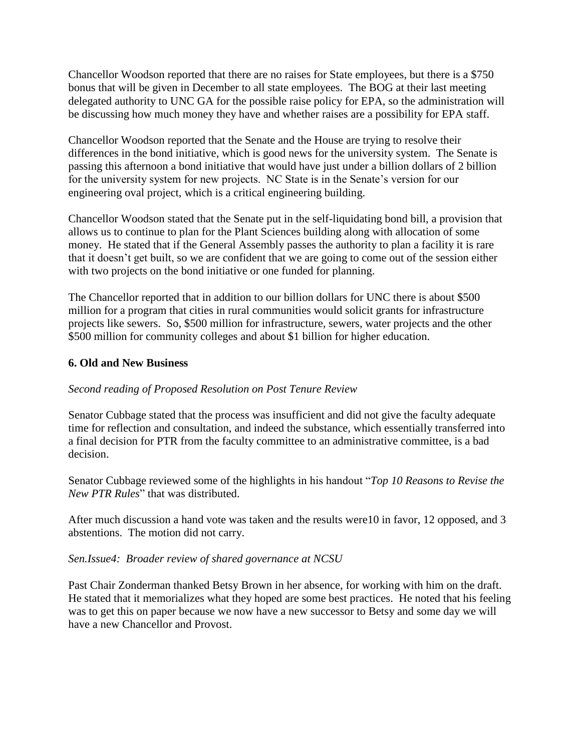Chancellor Woodson reported that there are no raises for State employees, but there is a $750 bonus that will be given in December to all state employees. The BOG at their last meeting delegated authority to UNC GA for the possible raise policy for EPA, so the administration will be discussing how much money they have and whether raises are a possibility for EPA staff.

Chancellor Woodson reported that the Senate and the House are trying to resolve their differences in the bond initiative, which is good news for the university system. The Senate is passing this afternoon a bond initiative that would have just under a billion dollars of 2 billion for the university system for new projects. NC State is in the Senate's version for our engineering oval project, which is a critical engineering building.

Chancellor Woodson stated that the Senate put in the self-liquidating bond bill, a provision that allows us to continue to plan for the Plant Sciences building along with allocation of some money. He stated that if the General Assembly passes the authority to plan a facility it is rare that it doesn't get built, so we are confident that we are going to come out of the session either with two projects on the bond initiative or one funded for planning.

The Chancellor reported that in addition to our billion dollars for UNC there is about $500 million for a program that cities in rural communities would solicit grants for infrastructure projects like sewers. So, $500 million for infrastructure, sewers, water projects and the other $500 million for community colleges and about $1 billion for higher education.

### 6. Old and New Business

*Second reading of Proposed Resolution on Post Tenure Review*

Senator Cubbage stated that the process was insufficient and did not give the faculty adequate time for reflection and consultation, and indeed the substance, which essentially transferred into a final decision for PTR from the faculty committee to an administrative committee, is a bad decision.

Senator Cubbage reviewed some of the highlights in his handout "*Top 10 Reasons to Revise the New PTR Rules*" that was distributed.

After much discussion a hand vote was taken and the results were10 in favor, 12 opposed, and 3 abstentions. The motion did not carry.

*Sen.Issue4: Broader review of shared governance at NCSU*

Past Chair Zonderman thanked Betsy Brown in her absence, for working with him on the draft. He stated that it memorializes what they hoped are some best practices. He noted that his feeling was to get this on paper because we now have a new successor to Betsy and some day we will have a new Chancellor and Provost.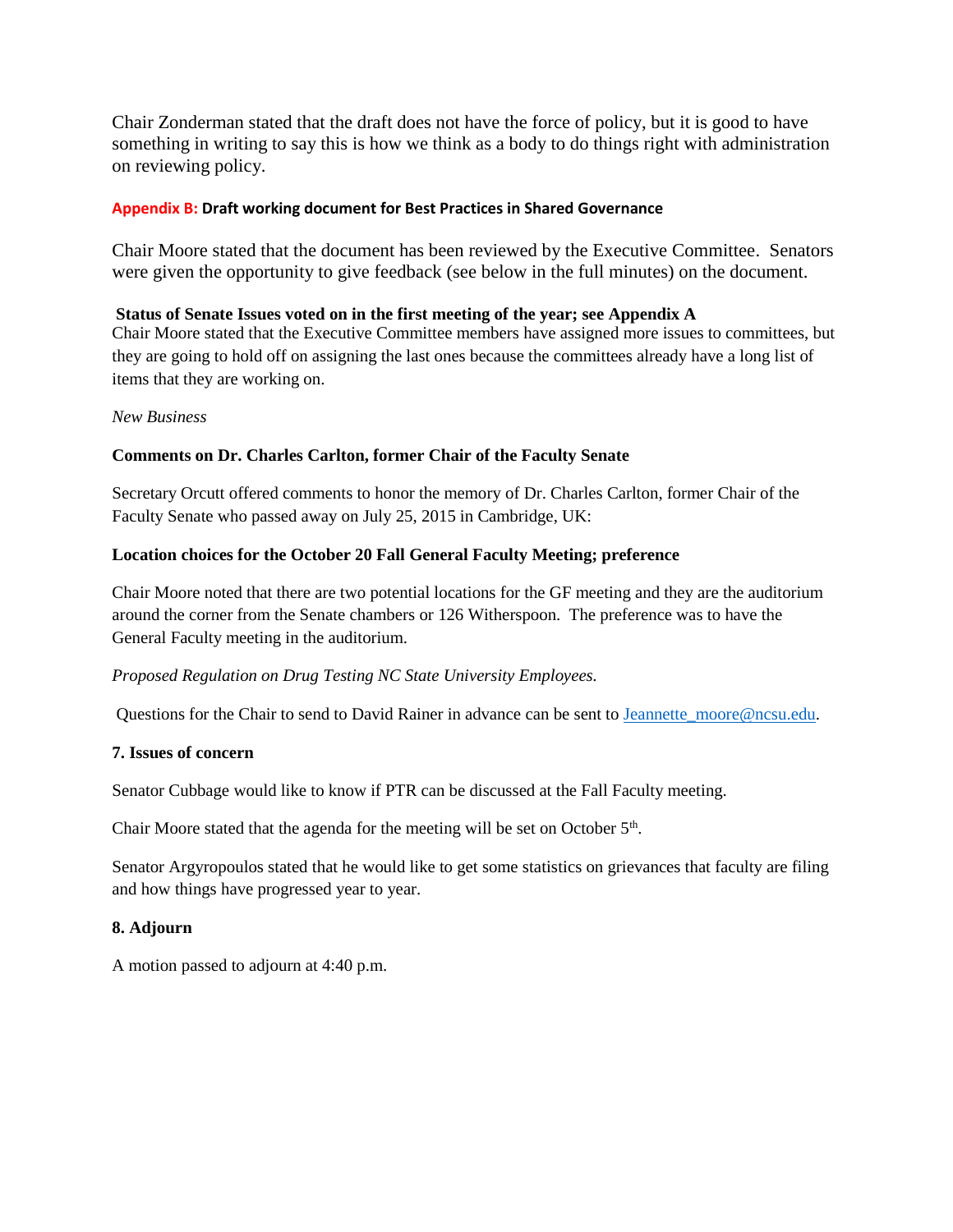Chair Zonderman stated that the draft does not have the force of policy, but it is good to have something in writing to say this is how we think as a body to do things right with administration on reviewing policy.

**Appendix B: Draft working document for Best Practices in Shared Governance**

Chair Moore stated that the document has been reviewed by the Executive Committee. Senators were given the opportunity to give feedback (see below in the full minutes) on the document.

**Status of Senate Issues voted on in the first meeting of the year; see Appendix A**

Chair Moore stated that the Executive Committee members have assigned more issues to committees, but they are going to hold off on assigning the last ones because the committees already have a long list of items that they are working on.

*New Business*

**Comments on Dr. Charles Carlton, former Chair of the Faculty Senate**

Secretary Orcutt offered comments to honor the memory of Dr. Charles Carlton, former Chair of the Faculty Senate who passed away on July 25, 2015 in Cambridge, UK:

**Location choices for the October 20 Fall General Faculty Meeting; preference**

Chair Moore noted that there are two potential locations for the GF meeting and they are the auditorium around the corner from the Senate chambers or 126 Witherspoon. The preference was to have the General Faculty meeting in the auditorium.

*Proposed Regulation on Drug Testing NC State University Employees.*

Questions for the Chair to send to David Rainer in advance can be sent to Jeannette_moore@ncsu.edu.

**7. Issues of concern**

Senator Cubbage would like to know if PTR can be discussed at the Fall Faculty meeting.

Chair Moore stated that the agenda for the meeting will be set on October 5th.

Senator Argyropoulos stated that he would like to get some statistics on grievances that faculty are filing and how things have progressed year to year.

**8. Adjourn**

A motion passed to adjourn at 4:40 p.m.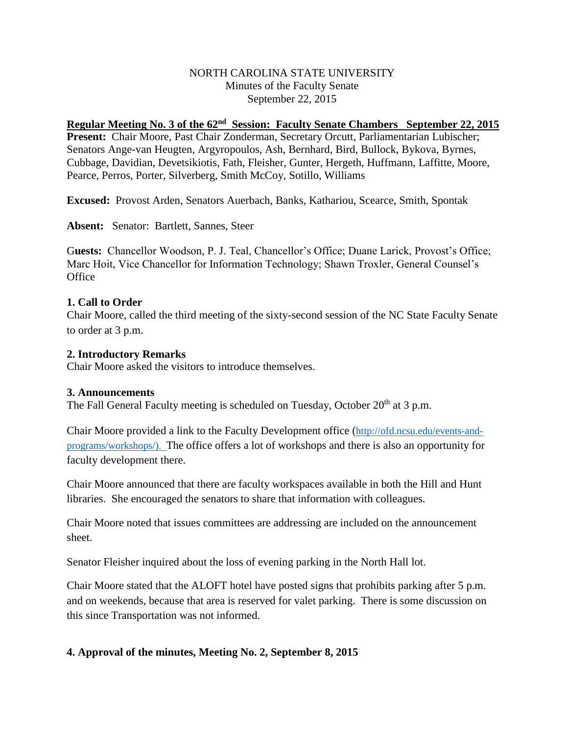NORTH CAROLINA STATE UNIVERSITY
Minutes of the Faculty Senate
September 22, 2015

**Regular Meeting No. 3 of the 62nd Session: Faculty Senate Chambers September 22, 2015**

**Present:** Chair Moore, Past Chair Zonderman, Secretary Orcutt, Parliamentarian Lubischer; Senators Ange-van Heugten, Argyropoulos, Ash, Bernhard, Bird, Bullock, Bykova, Byrnes, Cubbage, Davidian, Devetsikiotis, Fath, Fleisher, Gunter, Hergeth, Huffmann, Laffitte, Moore, Pearce, Perros, Porter, Silverberg, Smith McCoy, Sotillo, Williams

**Excused:** Provost Arden, Senators Auerbach, Banks, Kathariou, Scearce, Smith, Spontak

**Absent:** Senator: Bartlett, Sannes, Steer

**Guests:** Chancellor Woodson, P. J. Teal, Chancellor's Office; Duane Larick, Provost's Office; Marc Hoit, Vice Chancellor for Information Technology; Shawn Troxler, General Counsel's Office

**1. Call to Order**

Chair Moore, called the third meeting of the sixty-second session of the NC State Faculty Senate to order at 3 p.m.

**2. Introductory Remarks**

Chair Moore asked the visitors to introduce themselves.

**3. Announcements**

The Fall General Faculty meeting is scheduled on Tuesday, October 20th at 3 p.m.

Chair Moore provided a link to the Faculty Development office (http://ofd.ncsu.edu/events-and-programs/workshops/). The office offers a lot of workshops and there is also an opportunity for faculty development there.

Chair Moore announced that there are faculty workspaces available in both the Hill and Hunt libraries. She encouraged the senators to share that information with colleagues.

Chair Moore noted that issues committees are addressing are included on the announcement sheet.

Senator Fleisher inquired about the loss of evening parking in the North Hall lot.

Chair Moore stated that the ALOFT hotel have posted signs that prohibits parking after 5 p.m. and on weekends, because that area is reserved for valet parking. There is some discussion on this since Transportation was not informed.

**4. Approval of the minutes, Meeting No. 2, September 8, 2015**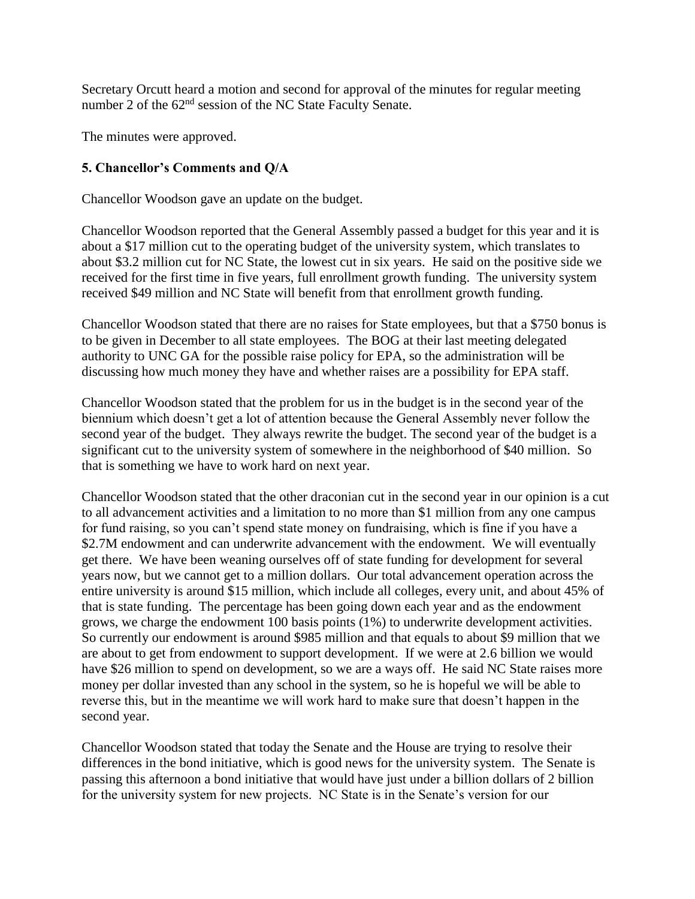Secretary Orcutt heard a motion and second for approval of the minutes for regular meeting number 2 of the 62nd session of the NC State Faculty Senate.

The minutes were approved.

### 5. Chancellor's Comments and Q/A

Chancellor Woodson gave an update on the budget.

Chancellor Woodson reported that the General Assembly passed a budget for this year and it is about a $17 million cut to the operating budget of the university system, which translates to about $3.2 million cut for NC State, the lowest cut in six years. He said on the positive side we received for the first time in five years, full enrollment growth funding. The university system received $49 million and NC State will benefit from that enrollment growth funding.

Chancellor Woodson stated that there are no raises for State employees, but that a $750 bonus is to be given in December to all state employees. The BOG at their last meeting delegated authority to UNC GA for the possible raise policy for EPA, so the administration will be discussing how much money they have and whether raises are a possibility for EPA staff.

Chancellor Woodson stated that the problem for us in the budget is in the second year of the biennium which doesn't get a lot of attention because the General Assembly never follow the second year of the budget. They always rewrite the budget. The second year of the budget is a significant cut to the university system of somewhere in the neighborhood of $40 million. So that is something we have to work hard on next year.

Chancellor Woodson stated that the other draconian cut in the second year in our opinion is a cut to all advancement activities and a limitation to no more than $1 million from any one campus for fund raising, so you can't spend state money on fundraising, which is fine if you have a $2.7M endowment and can underwrite advancement with the endowment. We will eventually get there. We have been weaning ourselves off of state funding for development for several years now, but we cannot get to a million dollars. Our total advancement operation across the entire university is around $15 million, which include all colleges, every unit, and about 45% of that is state funding. The percentage has been going down each year and as the endowment grows, we charge the endowment 100 basis points (1%) to underwrite development activities. So currently our endowment is around $985 million and that equals to about $9 million that we are about to get from endowment to support development. If we were at 2.6 billion we would have $26 million to spend on development, so we are a ways off. He said NC State raises more money per dollar invested than any school in the system, so he is hopeful we will be able to reverse this, but in the meantime we will work hard to make sure that doesn't happen in the second year.

Chancellor Woodson stated that today the Senate and the House are trying to resolve their differences in the bond initiative, which is good news for the university system. The Senate is passing this afternoon a bond initiative that would have just under a billion dollars of 2 billion for the university system for new projects. NC State is in the Senate's version for our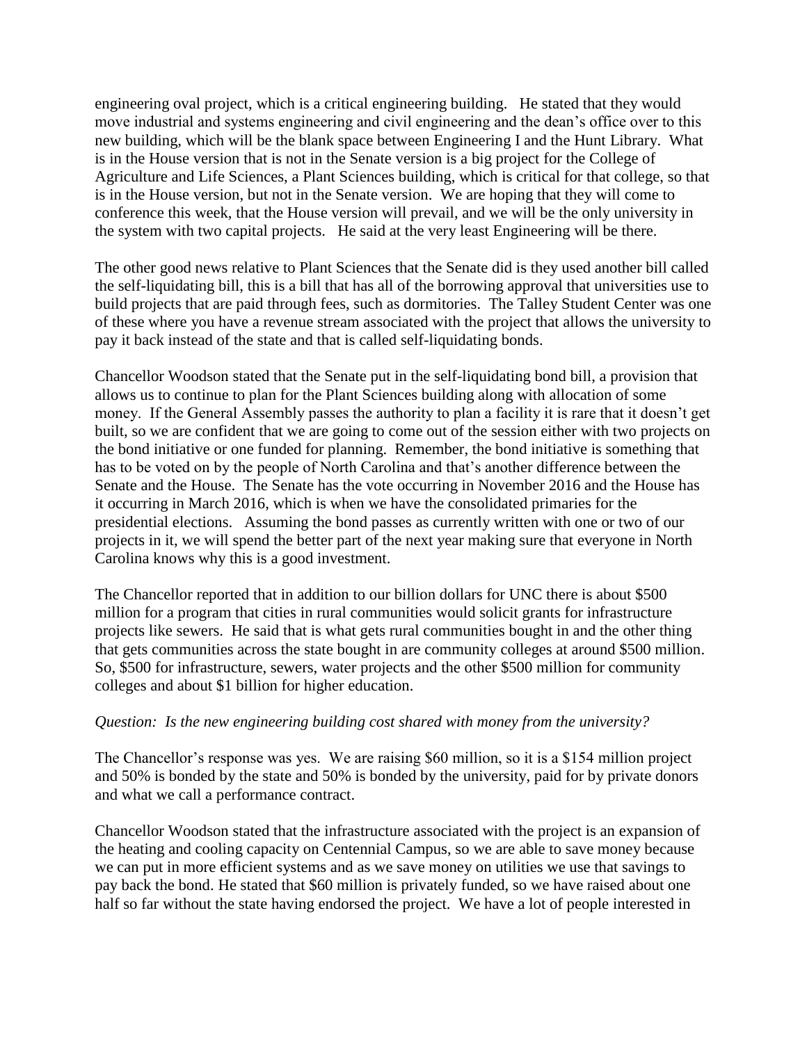engineering oval project, which is a critical engineering building. He stated that they would move industrial and systems engineering and civil engineering and the dean's office over to this new building, which will be the blank space between Engineering I and the Hunt Library. What is in the House version that is not in the Senate version is a big project for the College of Agriculture and Life Sciences, a Plant Sciences building, which is critical for that college, so that is in the House version, but not in the Senate version. We are hoping that they will come to conference this week, that the House version will prevail, and we will be the only university in the system with two capital projects. He said at the very least Engineering will be there.

The other good news relative to Plant Sciences that the Senate did is they used another bill called the self-liquidating bill, this is a bill that has all of the borrowing approval that universities use to build projects that are paid through fees, such as dormitories. The Talley Student Center was one of these where you have a revenue stream associated with the project that allows the university to pay it back instead of the state and that is called self-liquidating bonds.

Chancellor Woodson stated that the Senate put in the self-liquidating bond bill, a provision that allows us to continue to plan for the Plant Sciences building along with allocation of some money. If the General Assembly passes the authority to plan a facility it is rare that it doesn't get built, so we are confident that we are going to come out of the session either with two projects on the bond initiative or one funded for planning. Remember, the bond initiative is something that has to be voted on by the people of North Carolina and that's another difference between the Senate and the House. The Senate has the vote occurring in November 2016 and the House has it occurring in March 2016, which is when we have the consolidated primaries for the presidential elections. Assuming the bond passes as currently written with one or two of our projects in it, we will spend the better part of the next year making sure that everyone in North Carolina knows why this is a good investment.

The Chancellor reported that in addition to our billion dollars for UNC there is about $500 million for a program that cities in rural communities would solicit grants for infrastructure projects like sewers. He said that is what gets rural communities bought in and the other thing that gets communities across the state bought in are community colleges at around $500 million. So, $500 for infrastructure, sewers, water projects and the other $500 million for community colleges and about $1 billion for higher education.

*Question: Is the new engineering building cost shared with money from the university?*

The Chancellor's response was yes. We are raising $60 million, so it is a $154 million project and 50% is bonded by the state and 50% is bonded by the university, paid for by private donors and what we call a performance contract.

Chancellor Woodson stated that the infrastructure associated with the project is an expansion of the heating and cooling capacity on Centennial Campus, so we are able to save money because we can put in more efficient systems and as we save money on utilities we use that savings to pay back the bond. He stated that $60 million is privately funded, so we have raised about one half so far without the state having endorsed the project. We have a lot of people interested in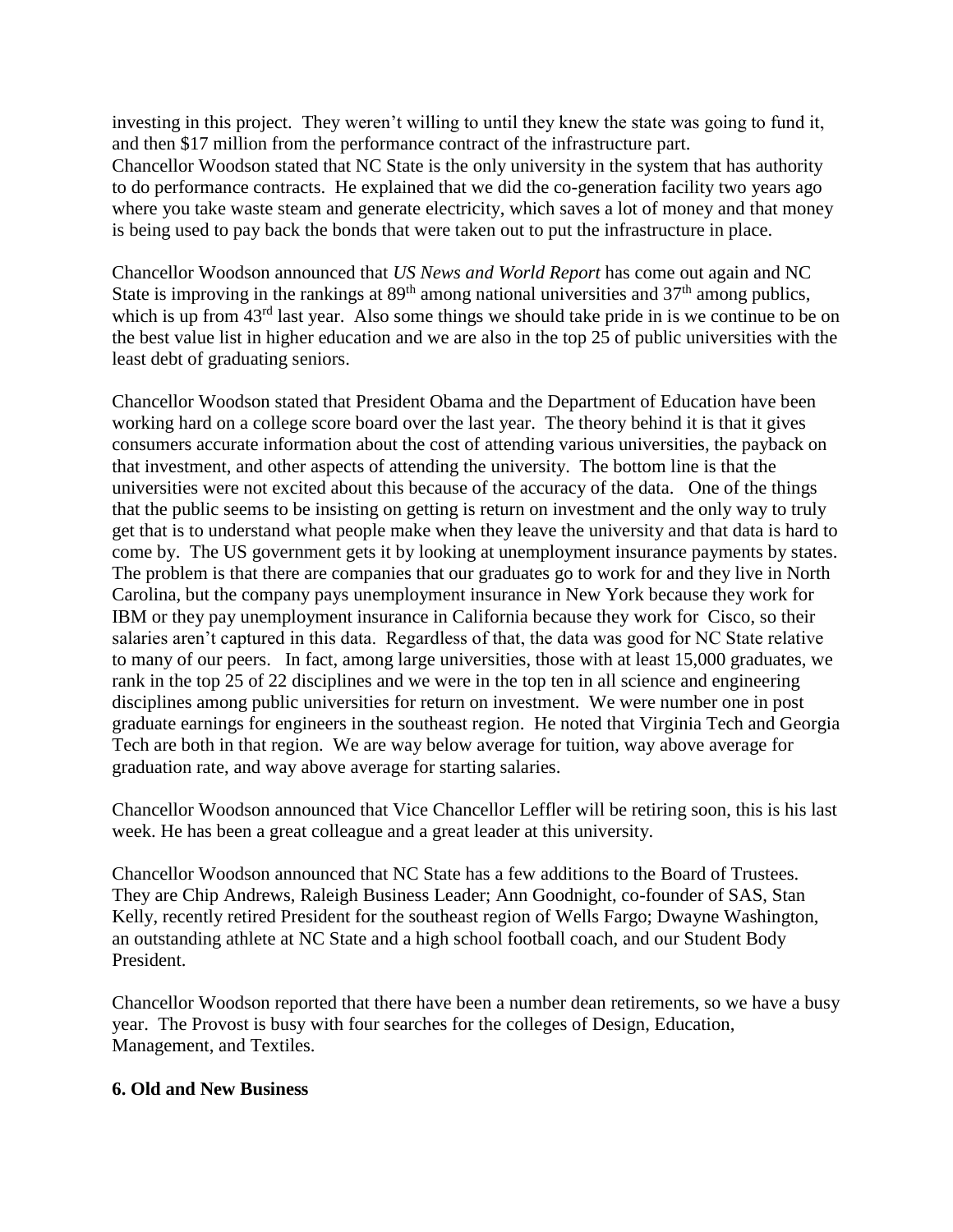investing in this project. They weren't willing to until they knew the state was going to fund it, and then $17 million from the performance contract of the infrastructure part.
Chancellor Woodson stated that NC State is the only university in the system that has authority to do performance contracts. He explained that we did the co-generation facility two years ago where you take waste steam and generate electricity, which saves a lot of money and that money is being used to pay back the bonds that were taken out to put the infrastructure in place.

Chancellor Woodson announced that *US News and World Report* has come out again and NC State is improving in the rankings at 89th among national universities and 37th among publics, which is up from 43rd last year. Also some things we should take pride in is we continue to be on the best value list in higher education and we are also in the top 25 of public universities with the least debt of graduating seniors.

Chancellor Woodson stated that President Obama and the Department of Education have been working hard on a college score board over the last year. The theory behind it is that it gives consumers accurate information about the cost of attending various universities, the payback on that investment, and other aspects of attending the university. The bottom line is that the universities were not excited about this because of the accuracy of the data. One of the things that the public seems to be insisting on getting is return on investment and the only way to truly get that is to understand what people make when they leave the university and that data is hard to come by. The US government gets it by looking at unemployment insurance payments by states. The problem is that there are companies that our graduates go to work for and they live in North Carolina, but the company pays unemployment insurance in New York because they work for IBM or they pay unemployment insurance in California because they work for Cisco, so their salaries aren't captured in this data. Regardless of that, the data was good for NC State relative to many of our peers. In fact, among large universities, those with at least 15,000 graduates, we rank in the top 25 of 22 disciplines and we were in the top ten in all science and engineering disciplines among public universities for return on investment. We were number one in post graduate earnings for engineers in the southeast region. He noted that Virginia Tech and Georgia Tech are both in that region. We are way below average for tuition, way above average for graduation rate, and way above average for starting salaries.

Chancellor Woodson announced that Vice Chancellor Leffler will be retiring soon, this is his last week. He has been a great colleague and a great leader at this university.

Chancellor Woodson announced that NC State has a few additions to the Board of Trustees. They are Chip Andrews, Raleigh Business Leader; Ann Goodnight, co-founder of SAS, Stan Kelly, recently retired President for the southeast region of Wells Fargo; Dwayne Washington, an outstanding athlete at NC State and a high school football coach, and our Student Body President.

Chancellor Woodson reported that there have been a number dean retirements, so we have a busy year. The Provost is busy with four searches for the colleges of Design, Education, Management, and Textiles.

**6. Old and New Business**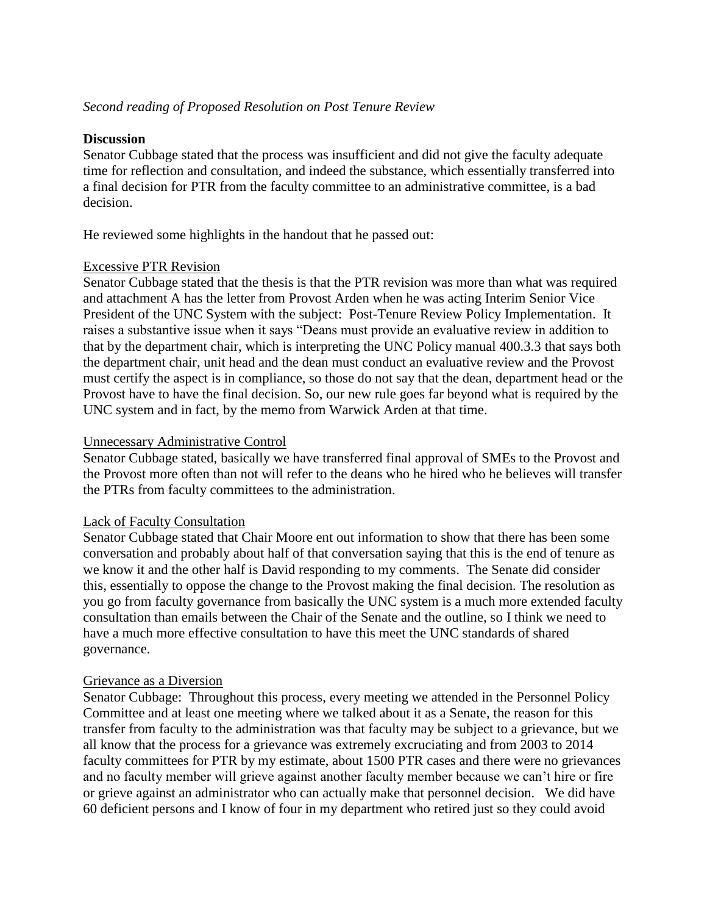*Second reading of Proposed Resolution on Post Tenure Review*

**Discussion**

Senator Cubbage stated that the process was insufficient and did not give the faculty adequate time for reflection and consultation, and indeed the substance, which essentially transferred into a final decision for PTR from the faculty committee to an administrative committee, is a bad decision.

He reviewed some highlights in the handout that he passed out:

Excessive PTR Revision

Senator Cubbage stated that the thesis is that the PTR revision was more than what was required and attachment A has the letter from Provost Arden when he was acting Interim Senior Vice President of the UNC System with the subject: Post-Tenure Review Policy Implementation. It raises a substantive issue when it says "Deans must provide an evaluative review in addition to that by the department chair, which is interpreting the UNC Policy manual 400.3.3 that says both the department chair, unit head and the dean must conduct an evaluative review and the Provost must certify the aspect is in compliance, so those do not say that the dean, department head or the Provost have to have the final decision. So, our new rule goes far beyond what is required by the UNC system and in fact, by the memo from Warwick Arden at that time.

Unnecessary Administrative Control

Senator Cubbage stated, basically we have transferred final approval of SMEs to the Provost and the Provost more often than not will refer to the deans who he hired who he believes will transfer the PTRs from faculty committees to the administration.

Lack of Faculty Consultation

Senator Cubbage stated that Chair Moore ent out information to show that there has been some conversation and probably about half of that conversation saying that this is the end of tenure as we know it and the other half is David responding to my comments. The Senate did consider this, essentially to oppose the change to the Provost making the final decision. The resolution as you go from faculty governance from basically the UNC system is a much more extended faculty consultation than emails between the Chair of the Senate and the outline, so I think we need to have a much more effective consultation to have this meet the UNC standards of shared governance.

Grievance as a Diversion

Senator Cubbage: Throughout this process, every meeting we attended in the Personnel Policy Committee and at least one meeting where we talked about it as a Senate, the reason for this transfer from faculty to the administration was that faculty may be subject to a grievance, but we all know that the process for a grievance was extremely excruciating and from 2003 to 2014 faculty committees for PTR by my estimate, about 1500 PTR cases and there were no grievances and no faculty member will grieve against another faculty member because we can't hire or fire or grieve against an administrator who can actually make that personnel decision. We did have 60 deficient persons and I know of four in my department who retired just so they could avoid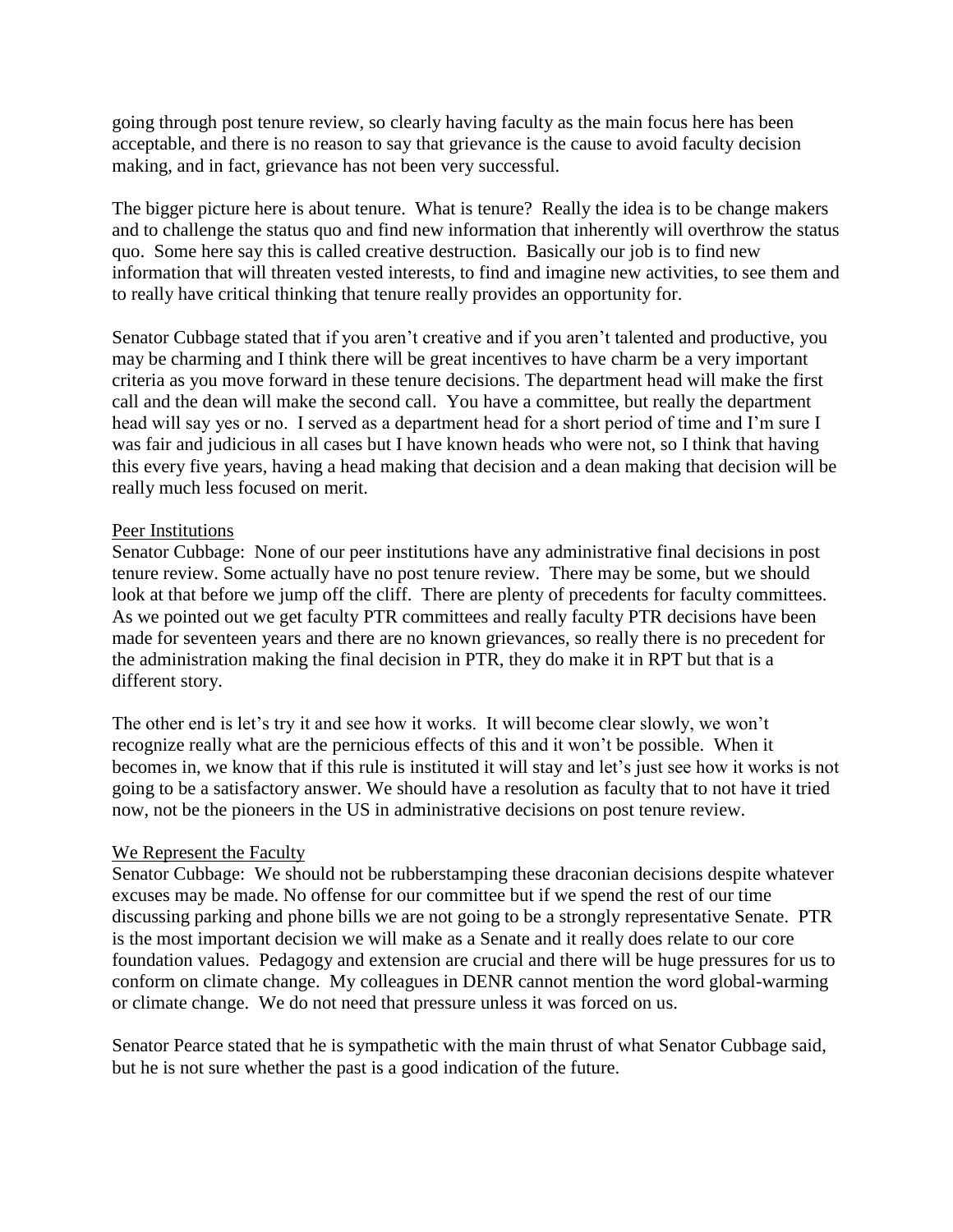going through post tenure review, so clearly having faculty as the main focus here has been acceptable, and there is no reason to say that grievance is the cause to avoid faculty decision making, and in fact, grievance has not been very successful.

The bigger picture here is about tenure. What is tenure? Really the idea is to be change makers and to challenge the status quo and find new information that inherently will overthrow the status quo. Some here say this is called creative destruction. Basically our job is to find new information that will threaten vested interests, to find and imagine new activities, to see them and to really have critical thinking that tenure really provides an opportunity for.

Senator Cubbage stated that if you aren't creative and if you aren't talented and productive, you may be charming and I think there will be great incentives to have charm be a very important criteria as you move forward in these tenure decisions. The department head will make the first call and the dean will make the second call. You have a committee, but really the department head will say yes or no. I served as a department head for a short period of time and I'm sure I was fair and judicious in all cases but I have known heads who were not, so I think that having this every five years, having a head making that decision and a dean making that decision will be really much less focused on merit.

Peer Institutions

Senator Cubbage: None of our peer institutions have any administrative final decisions in post tenure review. Some actually have no post tenure review. There may be some, but we should look at that before we jump off the cliff. There are plenty of precedents for faculty committees. As we pointed out we get faculty PTR committees and really faculty PTR decisions have been made for seventeen years and there are no known grievances, so really there is no precedent for the administration making the final decision in PTR, they do make it in RPT but that is a different story.

The other end is let's try it and see how it works. It will become clear slowly, we won't recognize really what are the pernicious effects of this and it won't be possible. When it becomes in, we know that if this rule is instituted it will stay and let's just see how it works is not going to be a satisfactory answer. We should have a resolution as faculty that to not have it tried now, not be the pioneers in the US in administrative decisions on post tenure review.

We Represent the Faculty

Senator Cubbage: We should not be rubberstamping these draconian decisions despite whatever excuses may be made. No offense for our committee but if we spend the rest of our time discussing parking and phone bills we are not going to be a strongly representative Senate. PTR is the most important decision we will make as a Senate and it really does relate to our core foundation values. Pedagogy and extension are crucial and there will be huge pressures for us to conform on climate change. My colleagues in DENR cannot mention the word global-warming or climate change. We do not need that pressure unless it was forced on us.

Senator Pearce stated that he is sympathetic with the main thrust of what Senator Cubbage said, but he is not sure whether the past is a good indication of the future.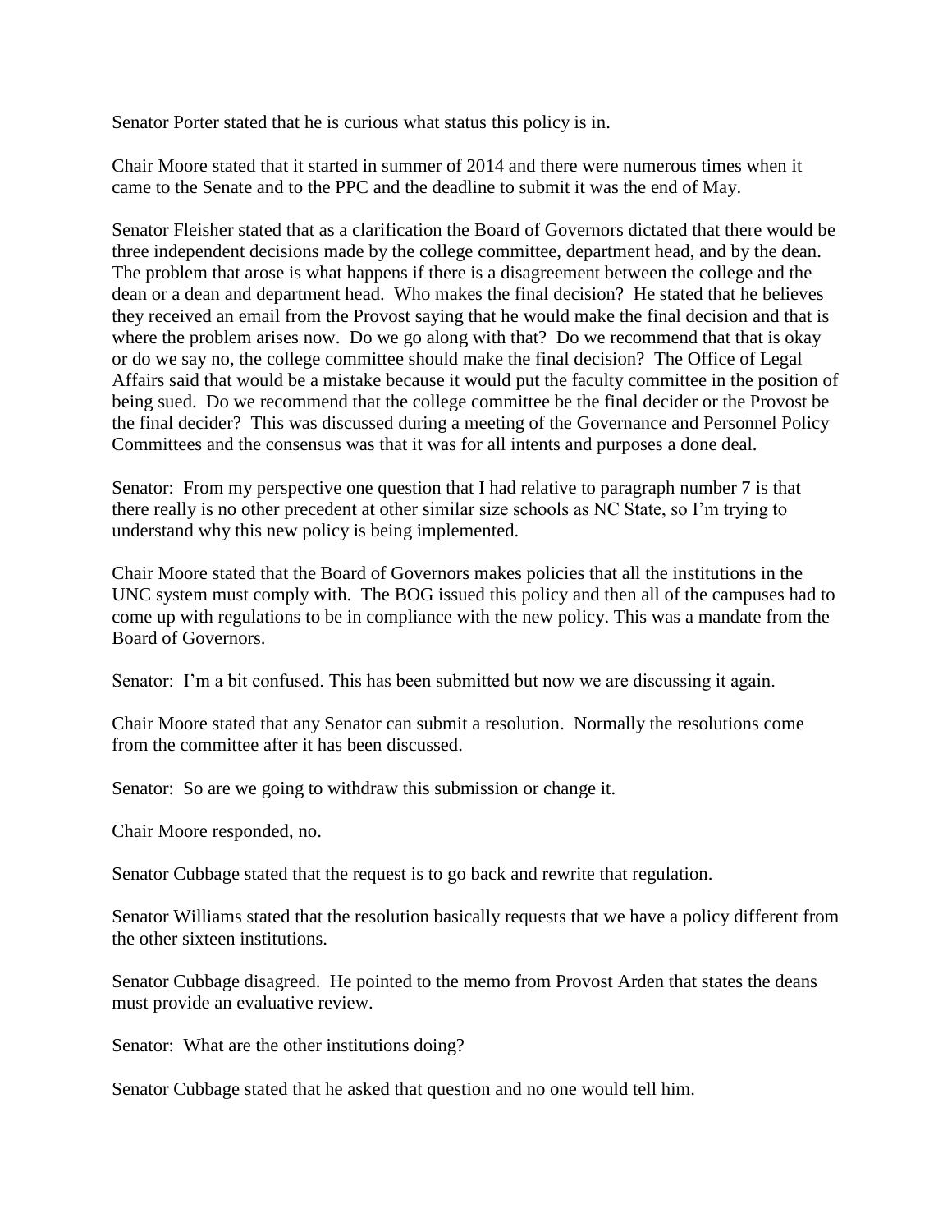Senator Porter stated that he is curious what status this policy is in.

Chair Moore stated that it started in summer of 2014 and there were numerous times when it came to the Senate and to the PPC and the deadline to submit it was the end of May.

Senator Fleisher stated that as a clarification the Board of Governors dictated that there would be three independent decisions made by the college committee, department head, and by the dean. The problem that arose is what happens if there is a disagreement between the college and the dean or a dean and department head. Who makes the final decision? He stated that he believes they received an email from the Provost saying that he would make the final decision and that is where the problem arises now. Do we go along with that? Do we recommend that that is okay or do we say no, the college committee should make the final decision? The Office of Legal Affairs said that would be a mistake because it would put the faculty committee in the position of being sued. Do we recommend that the college committee be the final decider or the Provost be the final decider? This was discussed during a meeting of the Governance and Personnel Policy Committees and the consensus was that it was for all intents and purposes a done deal.

Senator: From my perspective one question that I had relative to paragraph number 7 is that there really is no other precedent at other similar size schools as NC State, so I'm trying to understand why this new policy is being implemented.

Chair Moore stated that the Board of Governors makes policies that all the institutions in the UNC system must comply with. The BOG issued this policy and then all of the campuses had to come up with regulations to be in compliance with the new policy. This was a mandate from the Board of Governors.

Senator: I'm a bit confused. This has been submitted but now we are discussing it again.

Chair Moore stated that any Senator can submit a resolution. Normally the resolutions come from the committee after it has been discussed.

Senator: So are we going to withdraw this submission or change it.

Chair Moore responded, no.

Senator Cubbage stated that the request is to go back and rewrite that regulation.

Senator Williams stated that the resolution basically requests that we have a policy different from the other sixteen institutions.

Senator Cubbage disagreed. He pointed to the memo from Provost Arden that states the deans must provide an evaluative review.

Senator: What are the other institutions doing?

Senator Cubbage stated that he asked that question and no one would tell him.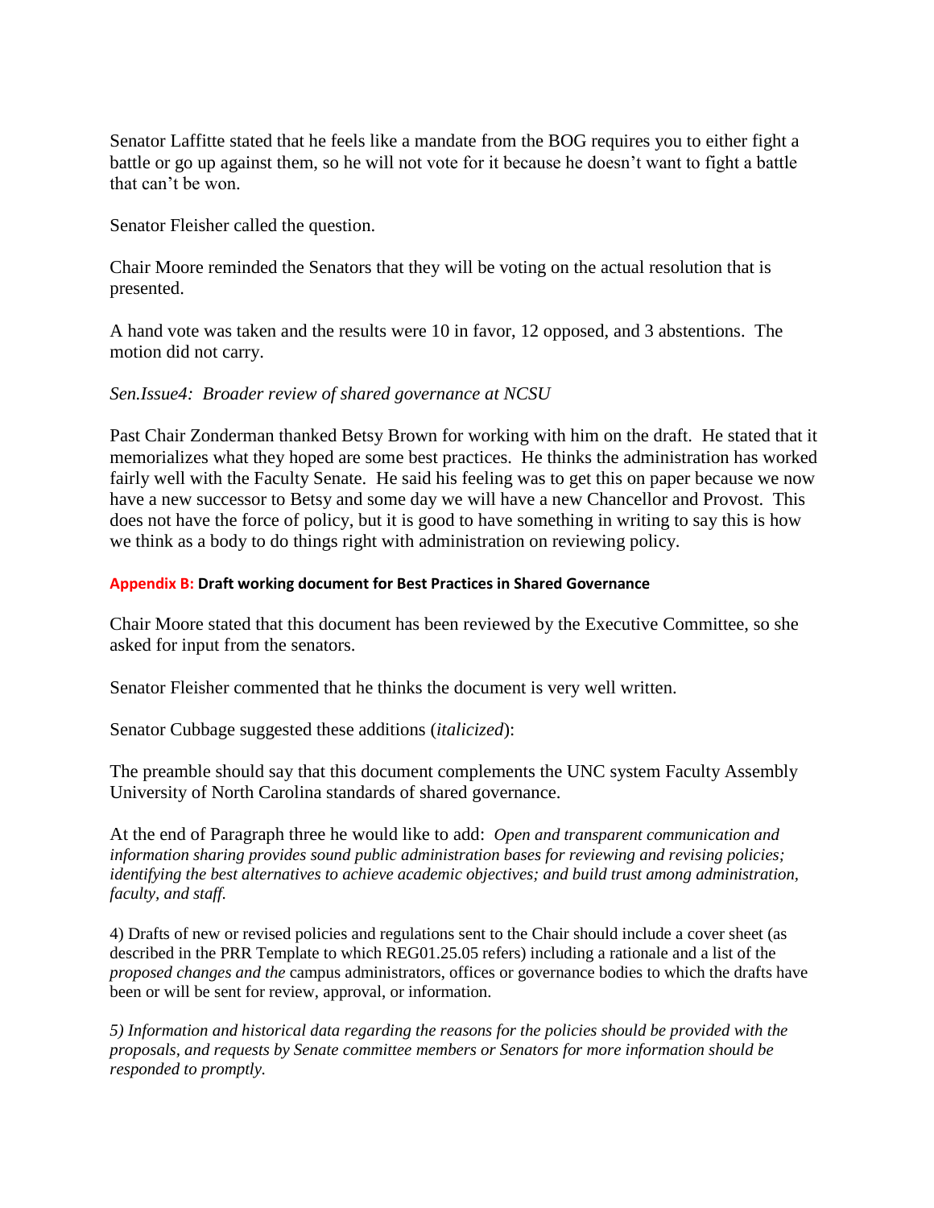Senator Laffitte stated that he feels like a mandate from the BOG requires you to either fight a battle or go up against them, so he will not vote for it because he doesn't want to fight a battle that can't be won.

Senator Fleisher called the question.

Chair Moore reminded the Senators that they will be voting on the actual resolution that is presented.

A hand vote was taken and the results were 10 in favor, 12 opposed, and 3 abstentions. The motion did not carry.

*Sen.Issue4: Broader review of shared governance at NCSU*

Past Chair Zonderman thanked Betsy Brown for working with him on the draft. He stated that it memorializes what they hoped are some best practices. He thinks the administration has worked fairly well with the Faculty Senate. He said his feeling was to get this on paper because we now have a new successor to Betsy and some day we will have a new Chancellor and Provost. This does not have the force of policy, but it is good to have something in writing to say this is how we think as a body to do things right with administration on reviewing policy.

**Appendix B: Draft working document for Best Practices in Shared Governance**

Chair Moore stated that this document has been reviewed by the Executive Committee, so she asked for input from the senators.

Senator Fleisher commented that he thinks the document is very well written.

Senator Cubbage suggested these additions (*italicized*):

The preamble should say that this document complements the UNC system Faculty Assembly University of North Carolina standards of shared governance.

At the end of Paragraph three he would like to add: *Open and transparent communication and information sharing provides sound public administration bases for reviewing and revising policies; identifying the best alternatives to achieve academic objectives; and build trust among administration, faculty, and staff.*

4) Drafts of new or revised policies and regulations sent to the Chair should include a cover sheet (as described in the PRR Template to which REG01.25.05 refers) including a rationale and a list of the *proposed changes and the* campus administrators, offices or governance bodies to which the drafts have been or will be sent for review, approval, or information.

*5) Information and historical data regarding the reasons for the policies should be provided with the proposals, and requests by Senate committee members or Senators for more information should be responded to promptly.*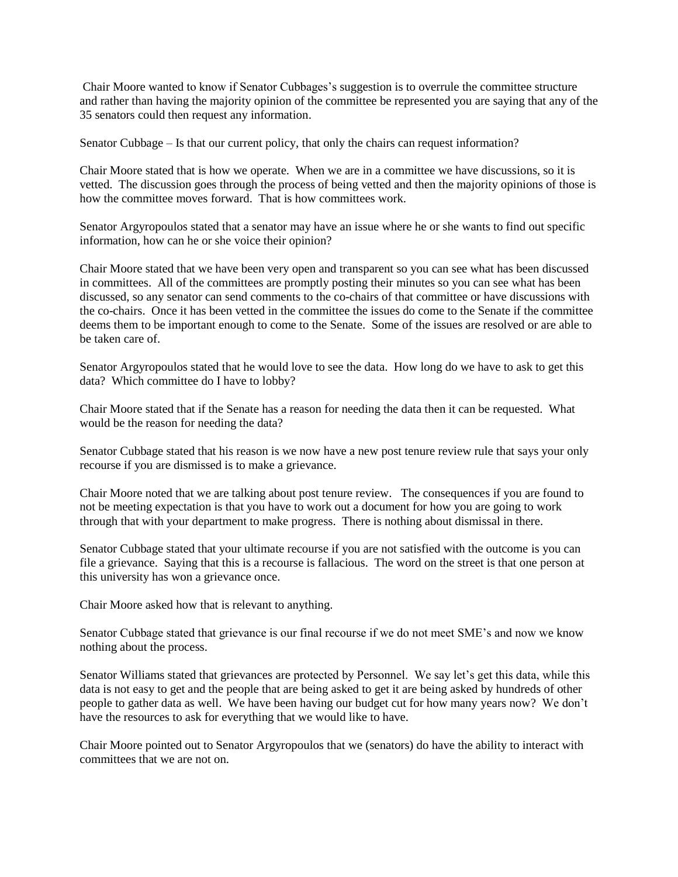Chair Moore wanted to know if Senator Cubbages's suggestion is to overrule the committee structure and rather than having the majority opinion of the committee be represented you are saying that any of the 35 senators could then request any information.

Senator Cubbage – Is that our current policy, that only the chairs can request information?

Chair Moore stated that is how we operate. When we are in a committee we have discussions, so it is vetted. The discussion goes through the process of being vetted and then the majority opinions of those is how the committee moves forward. That is how committees work.

Senator Argyropoulos stated that a senator may have an issue where he or she wants to find out specific information, how can he or she voice their opinion?

Chair Moore stated that we have been very open and transparent so you can see what has been discussed in committees. All of the committees are promptly posting their minutes so you can see what has been discussed, so any senator can send comments to the co-chairs of that committee or have discussions with the co-chairs. Once it has been vetted in the committee the issues do come to the Senate if the committee deems them to be important enough to come to the Senate. Some of the issues are resolved or are able to be taken care of.

Senator Argyropoulos stated that he would love to see the data. How long do we have to ask to get this data? Which committee do I have to lobby?

Chair Moore stated that if the Senate has a reason for needing the data then it can be requested. What would be the reason for needing the data?

Senator Cubbage stated that his reason is we now have a new post tenure review rule that says your only recourse if you are dismissed is to make a grievance.

Chair Moore noted that we are talking about post tenure review. The consequences if you are found to not be meeting expectation is that you have to work out a document for how you are going to work through that with your department to make progress. There is nothing about dismissal in there.

Senator Cubbage stated that your ultimate recourse if you are not satisfied with the outcome is you can file a grievance. Saying that this is a recourse is fallacious. The word on the street is that one person at this university has won a grievance once.

Chair Moore asked how that is relevant to anything.

Senator Cubbage stated that grievance is our final recourse if we do not meet SME's and now we know nothing about the process.

Senator Williams stated that grievances are protected by Personnel. We say let's get this data, while this data is not easy to get and the people that are being asked to get it are being asked by hundreds of other people to gather data as well. We have been having our budget cut for how many years now? We don't have the resources to ask for everything that we would like to have.

Chair Moore pointed out to Senator Argyropoulos that we (senators) do have the ability to interact with committees that we are not on.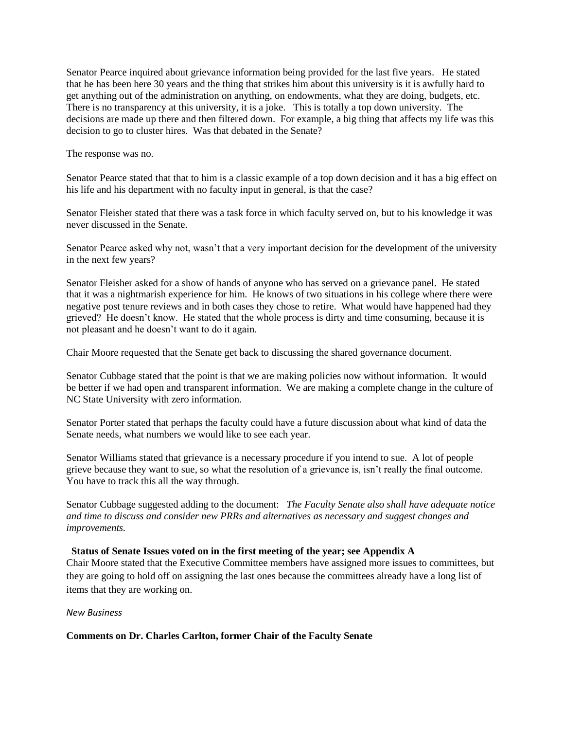Senator Pearce inquired about grievance information being provided for the last five years. He stated that he has been here 30 years and the thing that strikes him about this university is it is awfully hard to get anything out of the administration on anything, on endowments, what they are doing, budgets, etc. There is no transparency at this university, it is a joke. This is totally a top down university. The decisions are made up there and then filtered down. For example, a big thing that affects my life was this decision to go to cluster hires. Was that debated in the Senate?

The response was no.

Senator Pearce stated that that to him is a classic example of a top down decision and it has a big effect on his life and his department with no faculty input in general, is that the case?

Senator Fleisher stated that there was a task force in which faculty served on, but to his knowledge it was never discussed in the Senate.

Senator Pearce asked why not, wasn't that a very important decision for the development of the university in the next few years?

Senator Fleisher asked for a show of hands of anyone who has served on a grievance panel. He stated that it was a nightmarish experience for him. He knows of two situations in his college where there were negative post tenure reviews and in both cases they chose to retire. What would have happened had they grieved? He doesn't know. He stated that the whole process is dirty and time consuming, because it is not pleasant and he doesn't want to do it again.

Chair Moore requested that the Senate get back to discussing the shared governance document.

Senator Cubbage stated that the point is that we are making policies now without information. It would be better if we had open and transparent information. We are making a complete change in the culture of NC State University with zero information.

Senator Porter stated that perhaps the faculty could have a future discussion about what kind of data the Senate needs, what numbers we would like to see each year.

Senator Williams stated that grievance is a necessary procedure if you intend to sue. A lot of people grieve because they want to sue, so what the resolution of a grievance is, isn't really the final outcome. You have to track this all the way through.

Senator Cubbage suggested adding to the document: *The Faculty Senate also shall have adequate notice and time to discuss and consider new PRRs and alternatives as necessary and suggest changes and improvements.*

**Status of Senate Issues voted on in the first meeting of the year; see Appendix A**

Chair Moore stated that the Executive Committee members have assigned more issues to committees, but they are going to hold off on assigning the last ones because the committees already have a long list of items that they are working on.

*New Business*

**Comments on Dr. Charles Carlton, former Chair of the Faculty Senate**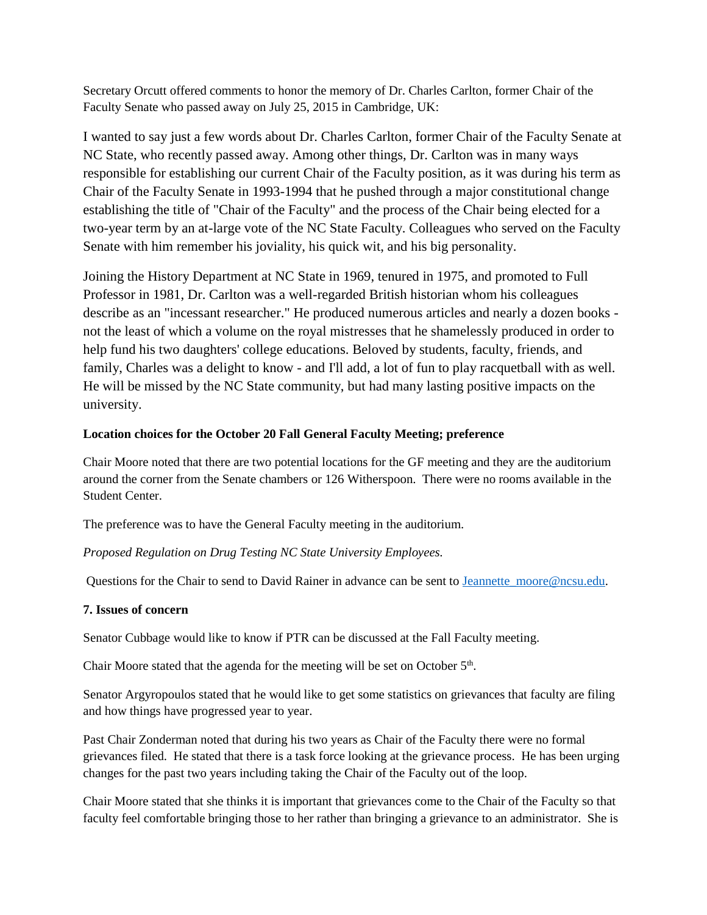Secretary Orcutt offered comments to honor the memory of Dr. Charles Carlton, former Chair of the Faculty Senate who passed away on July 25, 2015 in Cambridge, UK:

I wanted to say just a few words about Dr. Charles Carlton, former Chair of the Faculty Senate at NC State, who recently passed away. Among other things, Dr. Carlton was in many ways responsible for establishing our current Chair of the Faculty position, as it was during his term as Chair of the Faculty Senate in 1993-1994 that he pushed through a major constitutional change establishing the title of "Chair of the Faculty" and the process of the Chair being elected for a two-year term by an at-large vote of the NC State Faculty. Colleagues who served on the Faculty Senate with him remember his joviality, his quick wit, and his big personality.

Joining the History Department at NC State in 1969, tenured in 1975, and promoted to Full Professor in 1981, Dr. Carlton was a well-regarded British historian whom his colleagues describe as an "incessant researcher." He produced numerous articles and nearly a dozen books - not the least of which a volume on the royal mistresses that he shamelessly produced in order to help fund his two daughters' college educations. Beloved by students, faculty, friends, and family, Charles was a delight to know - and I'll add, a lot of fun to play racquetball with as well. He will be missed by the NC State community, but had many lasting positive impacts on the university.

**Location choices for the October 20 Fall General Faculty Meeting; preference**

Chair Moore noted that there are two potential locations for the GF meeting and they are the auditorium around the corner from the Senate chambers or 126 Witherspoon. There were no rooms available in the Student Center.

The preference was to have the General Faculty meeting in the auditorium.

*Proposed Regulation on Drug Testing NC State University Employees.*

Questions for the Chair to send to David Rainer in advance can be sent to Jeannette_moore@ncsu.edu.

**7. Issues of concern**

Senator Cubbage would like to know if PTR can be discussed at the Fall Faculty meeting.

Chair Moore stated that the agenda for the meeting will be set on October 5th.

Senator Argyropoulos stated that he would like to get some statistics on grievances that faculty are filing and how things have progressed year to year.

Past Chair Zonderman noted that during his two years as Chair of the Faculty there were no formal grievances filed. He stated that there is a task force looking at the grievance process. He has been urging changes for the past two years including taking the Chair of the Faculty out of the loop.

Chair Moore stated that she thinks it is important that grievances come to the Chair of the Faculty so that faculty feel comfortable bringing those to her rather than bringing a grievance to an administrator. She is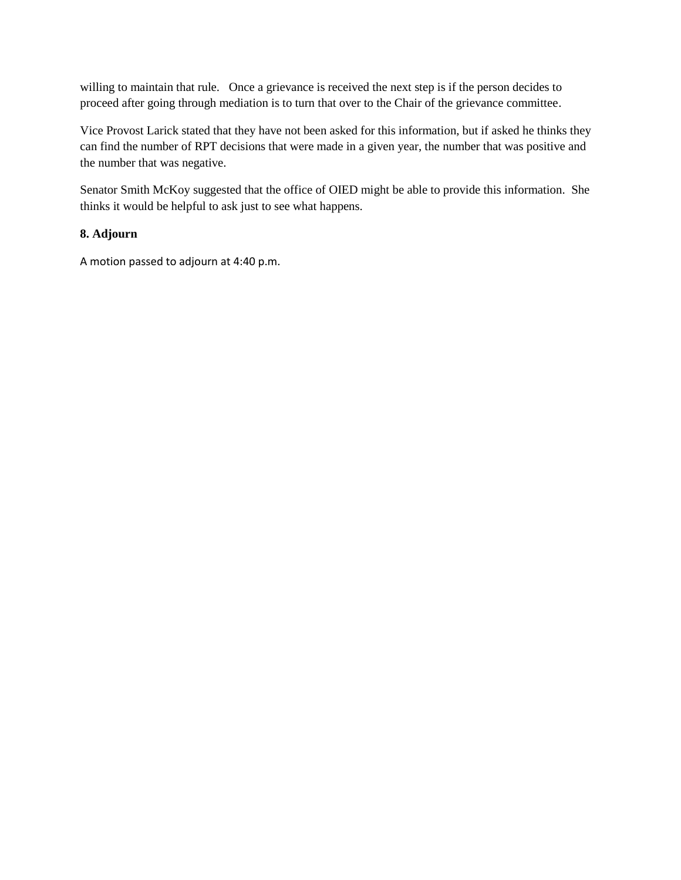willing to maintain that rule. Once a grievance is received the next step is if the person decides to proceed after going through mediation is to turn that over to the Chair of the grievance committee.

Vice Provost Larick stated that they have not been asked for this information, but if asked he thinks they can find the number of RPT decisions that were made in a given year, the number that was positive and the number that was negative.

Senator Smith McKoy suggested that the office of OIED might be able to provide this information. She thinks it would be helpful to ask just to see what happens.

**8. Adjourn**

A motion passed to adjourn at 4:40 p.m.